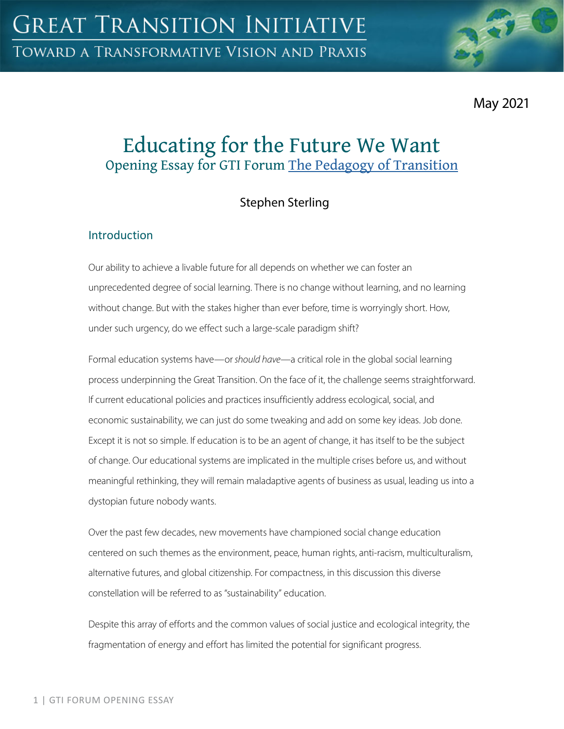# Great Transition Initiative

## Toward a Transformative Vision and Praxis

May 2021

# Educating for the Future We Want

## Opening Essay for GTI Forum The Pedagogy of Transition

Stephen Sterling

### Introduction

Our ability to achieve a livable future for all depends on whether we can foster an unprecedented degree of social learning. There is no change without learning, and no learning without change. But with the stakes higher than ever before, time is worryingly short. How, under such urgency, do we effect such a large-scale paradigm shift?

Formal education systems have—or *should have*—a critical role in the global social learning process underpinning the Great Transition. On the face of it, the challenge seems straightforward. If current educational policies and practices insufficiently address ecological, social, and economic sustainability, we can just do some tweaking and add on some key ideas. Job done. Except it is not so simple. If education is to be an agent of change, it has itself to be the subject of change. Our educational systems are implicated in the multiple crises before us, and without meaningful rethinking, they will remain maladaptive agents of business as usual, leading us into a dystopian future nobody wants.

Over the past few decades, new movements have championed social change education centered on such themes as the environment, peace, human rights, anti-racism, multiculturalism, alternative futures, and global citizenship. For compactness, in this discussion this diverse constellation will be referred to as "sustainability" education.

Despite this array of efforts and the common values of social justice and ecological integrity, the fragmentation of energy and effort has limited the potential for significant progress.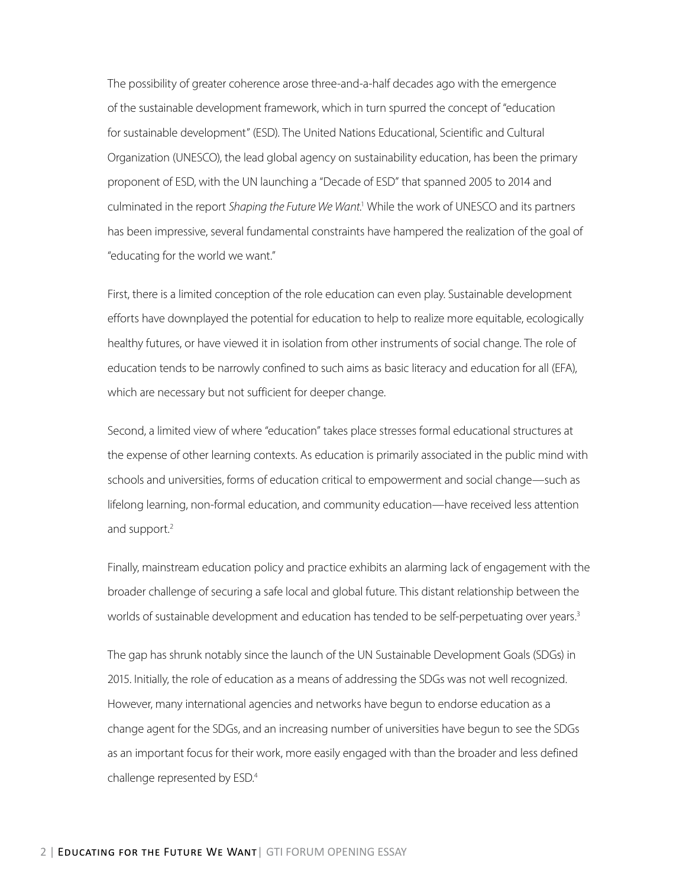The possibility of greater coherence arose three-and-a-half decades ago with the emergence of the sustainable development framework, which in turn spurred the concept of "education for sustainable development" (ESD). The United Nations Educational, Scientific and Cultural Organization (UNESCO), the lead global agency on sustainability education, has been the primary proponent of ESD, with the UN launching a "Decade of ESD" that spanned 2005 to 2014 and culminated in the report *Shaping the Future We Want*.[1] While the work of UNESCO and its partners has been impressive, several fundamental constraints have hampered the realization of the goal of "educating for the world we want."

First, there is a limited conception of the role education can even play. Sustainable development efforts have downplayed the potential for education to help to realize more equitable, ecologically healthy futures, or have viewed it in isolation from other instruments of social change. The role of education tends to be narrowly confined to such aims as basic literacy and education for all (EFA), which are necessary but not sufficient for deeper change.

Second, a limited view of where "education" takes place stresses formal educational structures at the expense of other learning contexts. As education is primarily associated in the public mind with schools and universities, forms of education critical to empowerment and social change—such as lifelong learning, non-formal education, and community education—have received less attention and support.[2]

Finally, mainstream education policy and practice exhibits an alarming lack of engagement with the broader challenge of securing a safe local and global future. This distant relationship between the worlds of sustainable development and education has tended to be self-perpetuating over years.[3]

The gap has shrunk notably since the launch of the UN Sustainable Development Goals (SDGs) in 2015. Initially, the role of education as a means of addressing the SDGs was not well recognized. However, many international agencies and networks have begun to endorse education as a change agent for the SDGs, and an increasing number of universities have begun to see the SDGs as an important focus for their work, more easily engaged with than the broader and less defined challenge represented by ESD.[4]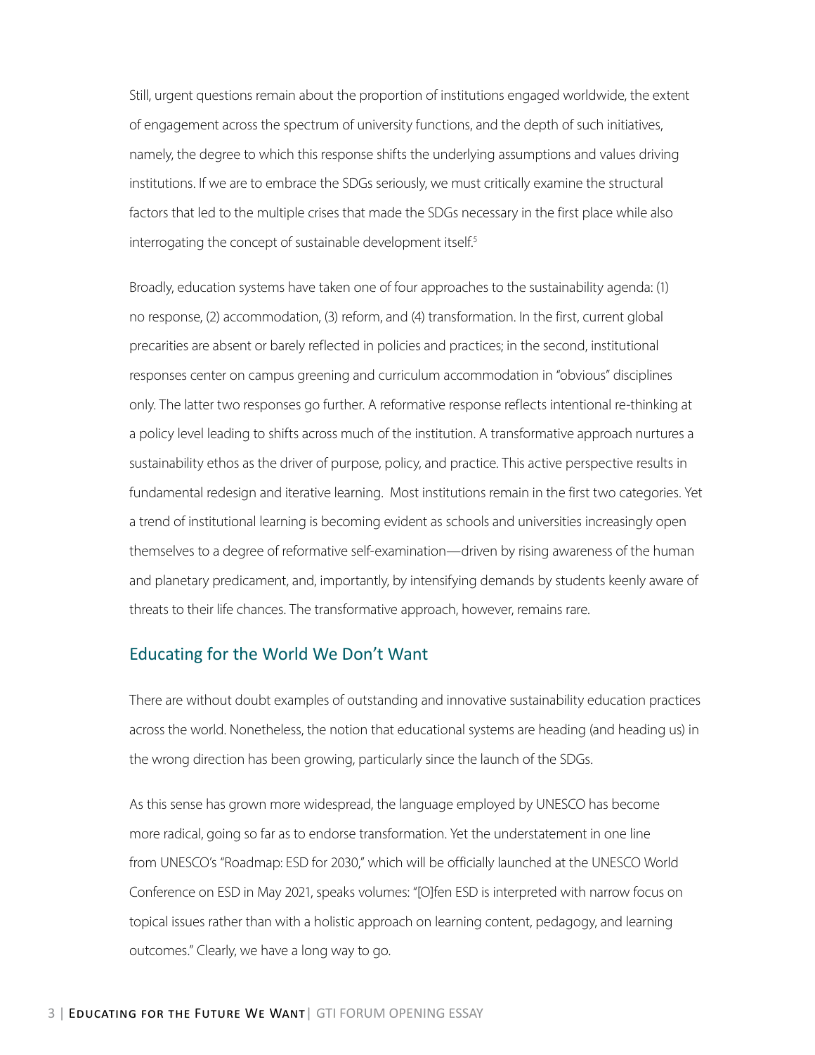Still, urgent questions remain about the proportion of institutions engaged worldwide, the extent of engagement across the spectrum of university functions, and the depth of such initiatives, namely, the degree to which this response shifts the underlying assumptions and values driving institutions. If we are to embrace the SDGs seriously, we must critically examine the structural factors that led to the multiple crises that made the SDGs necessary in the first place while also interrogating the concept of sustainable development itself.[5]

Broadly, education systems have taken one of four approaches to the sustainability agenda: (1) no response, (2) accommodation, (3) reform, and (4) transformation. In the first, current global precarities are absent or barely reflected in policies and practices; in the second, institutional responses center on campus greening and curriculum accommodation in "obvious" disciplines only. The latter two responses go further. A reformative response reflects intentional re-thinking at a policy level leading to shifts across much of the institution. A transformative approach nurtures a sustainability ethos as the driver of purpose, policy, and practice. This active perspective results in fundamental redesign and iterative learning. Most institutions remain in the first two categories. Yet a trend of institutional learning is becoming evident as schools and universities increasingly open themselves to a degree of reformative self-examination—driven by rising awareness of the human and planetary predicament, and, importantly, by intensifying demands by students keenly aware of threats to their life chances. The transformative approach, however, remains rare.

## Educating for the World We Don't Want

There are without doubt examples of outstanding and innovative sustainability education practices across the world. Nonetheless, the notion that educational systems are heading (and heading us) in the wrong direction has been growing, particularly since the launch of the SDGs.

As this sense has grown more widespread, the language employed by UNESCO has become more radical, going so far as to endorse transformation. Yet the understatement in one line from UNESCO's "Roadmap: ESD for 2030," which will be officially launched at the UNESCO World Conference on ESD in May 2021, speaks volumes: "[O]fen ESD is interpreted with narrow focus on topical issues rather than with a holistic approach on learning content, pedagogy, and learning outcomes." Clearly, we have a long way to go.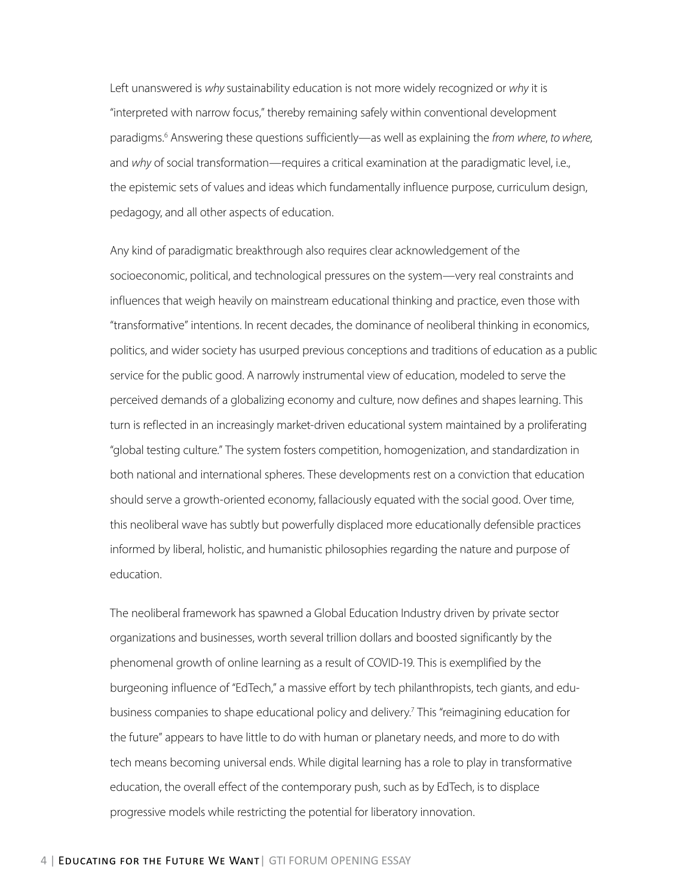Left unanswered is *why* sustainability education is not more widely recognized or *why* it is "interpreted with narrow focus," thereby remaining safely within conventional development paradigms.[6] Answering these questions sufficiently—as well as explaining the *from where*, *to where*, and *why* of social transformation—requires a critical examination at the paradigmatic level, i.e., the epistemic sets of values and ideas which fundamentally influence purpose, curriculum design, pedagogy, and all other aspects of education.

Any kind of paradigmatic breakthrough also requires clear acknowledgement of the socioeconomic, political, and technological pressures on the system—very real constraints and influences that weigh heavily on mainstream educational thinking and practice, even those with "transformative" intentions. In recent decades, the dominance of neoliberal thinking in economics, politics, and wider society has usurped previous conceptions and traditions of education as a public service for the public good. A narrowly instrumental view of education, modeled to serve the perceived demands of a globalizing economy and culture, now defines and shapes learning. This turn is reflected in an increasingly market-driven educational system maintained by a proliferating "global testing culture." The system fosters competition, homogenization, and standardization in both national and international spheres. These developments rest on a conviction that education should serve a growth-oriented economy, fallaciously equated with the social good. Over time, this neoliberal wave has subtly but powerfully displaced more educationally defensible practices informed by liberal, holistic, and humanistic philosophies regarding the nature and purpose of education.

The neoliberal framework has spawned a Global Education Industry driven by private sector organizations and businesses, worth several trillion dollars and boosted significantly by the phenomenal growth of online learning as a result of COVID-19. This is exemplified by the burgeoning influence of "EdTech," a massive effort by tech philanthropists, tech giants, and edu-business companies to shape educational policy and delivery.[7] This "reimagining education for the future" appears to have little to do with human or planetary needs, and more to do with tech means becoming universal ends. While digital learning has a role to play in transformative education, the overall effect of the contemporary push, such as by EdTech, is to displace progressive models while restricting the potential for liberatory innovation.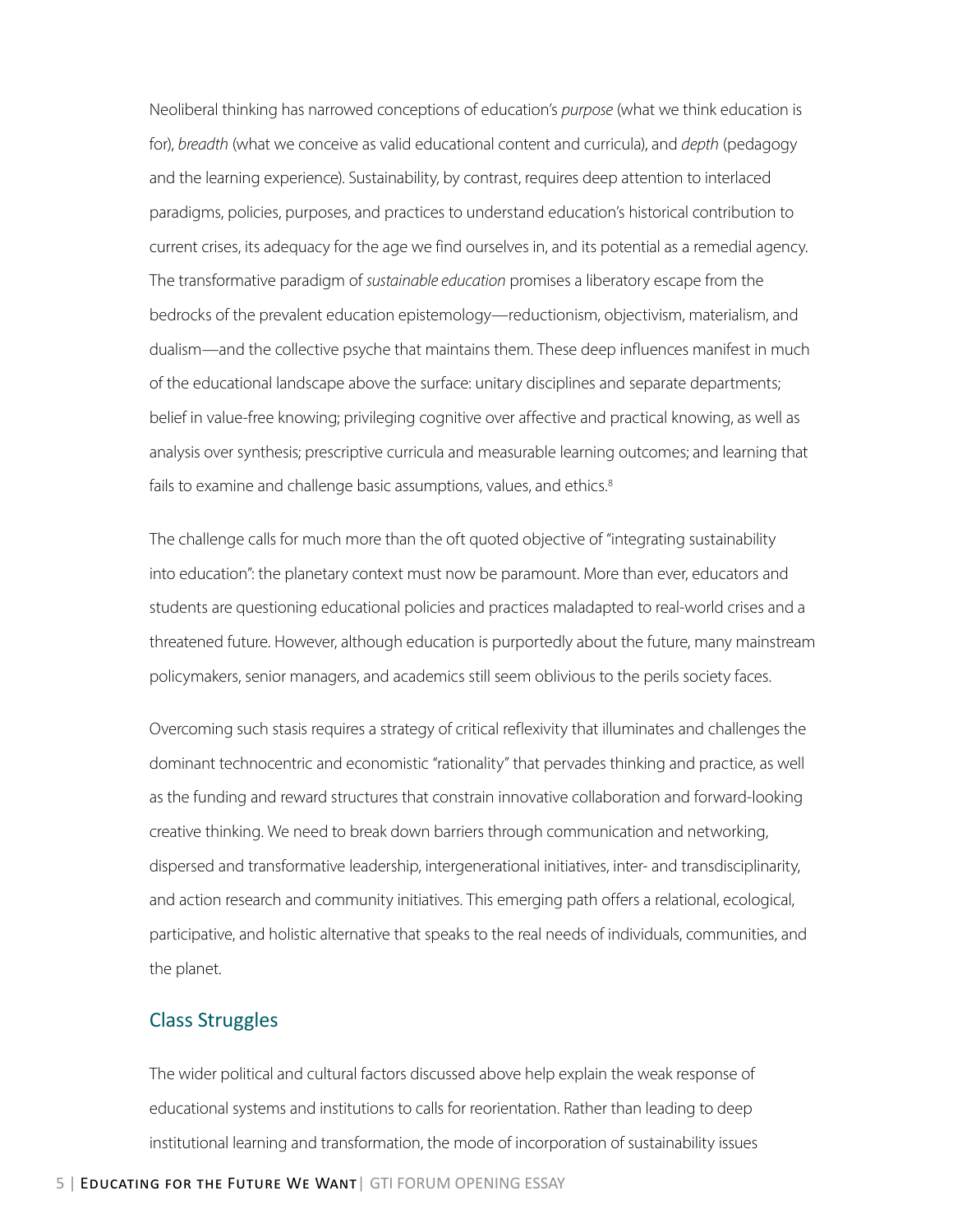Neoliberal thinking has narrowed conceptions of education's *purpose* (what we think education is for), *breadth* (what we conceive as valid educational content and curricula), and *depth* (pedagogy and the learning experience). Sustainability, by contrast, requires deep attention to interlaced paradigms, policies, purposes, and practices to understand education's historical contribution to current crises, its adequacy for the age we find ourselves in, and its potential as a remedial agency. The transformative paradigm of *sustainable education* promises a liberatory escape from the bedrocks of the prevalent education epistemology—reductionism, objectivism, materialism, and dualism—and the collective psyche that maintains them. These deep influences manifest in much of the educational landscape above the surface: unitary disciplines and separate departments; belief in value-free knowing; privileging cognitive over affective and practical knowing, as well as analysis over synthesis; prescriptive curricula and measurable learning outcomes; and learning that fails to examine and challenge basic assumptions, values, and ethics.[8]

The challenge calls for much more than the oft quoted objective of "integrating sustainability into education": the planetary context must now be paramount. More than ever, educators and students are questioning educational policies and practices maladapted to real-world crises and a threatened future. However, although education is purportedly about the future, many mainstream policymakers, senior managers, and academics still seem oblivious to the perils society faces.

Overcoming such stasis requires a strategy of critical reflexivity that illuminates and challenges the dominant technocentric and economistic "rationality" that pervades thinking and practice, as well as the funding and reward structures that constrain innovative collaboration and forward-looking creative thinking. We need to break down barriers through communication and networking, dispersed and transformative leadership, intergenerational initiatives, inter- and transdisciplinarity, and action research and community initiatives. This emerging path offers a relational, ecological, participative, and holistic alternative that speaks to the real needs of individuals, communities, and the planet.

## Class Struggles

The wider political and cultural factors discussed above help explain the weak response of educational systems and institutions to calls for reorientation. Rather than leading to deep institutional learning and transformation, the mode of incorporation of sustainability issues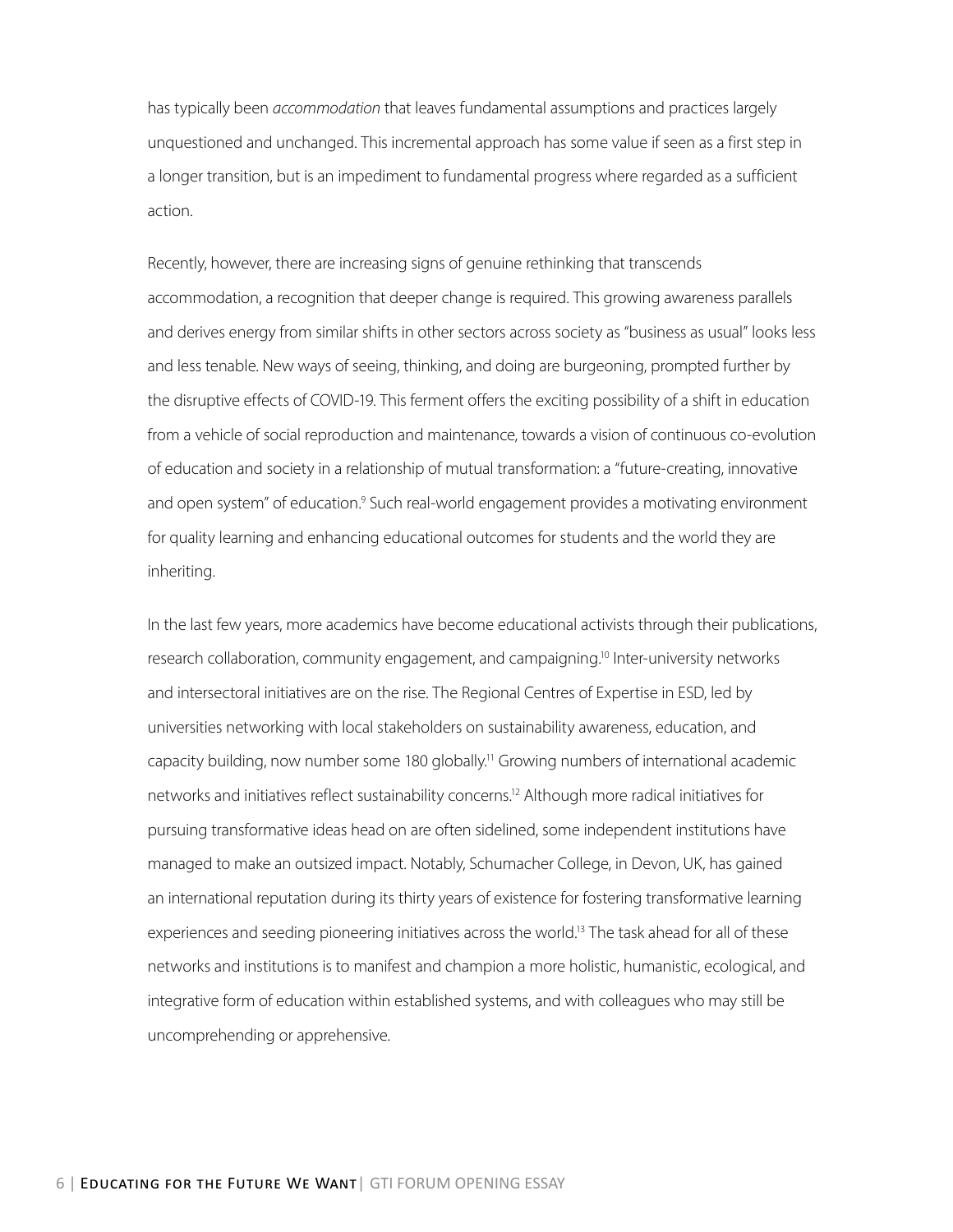has typically been *accommodation* that leaves fundamental assumptions and practices largely unquestioned and unchanged. This incremental approach has some value if seen as a first step in a longer transition, but is an impediment to fundamental progress where regarded as a sufficient action.

Recently, however, there are increasing signs of genuine rethinking that transcends accommodation, a recognition that deeper change is required. This growing awareness parallels and derives energy from similar shifts in other sectors across society as "business as usual" looks less and less tenable. New ways of seeing, thinking, and doing are burgeoning, prompted further by the disruptive effects of COVID-19. This ferment offers the exciting possibility of a shift in education from a vehicle of social reproduction and maintenance, towards a vision of continuous co-evolution of education and society in a relationship of mutual transformation: a "future-creating, innovative and open system" of education.[9] Such real-world engagement provides a motivating environment for quality learning and enhancing educational outcomes for students and the world they are inheriting.

In the last few years, more academics have become educational activists through their publications, research collaboration, community engagement, and campaigning.[10] Inter-university networks and intersectoral initiatives are on the rise. The Regional Centres of Expertise in ESD, led by universities networking with local stakeholders on sustainability awareness, education, and capacity building, now number some 180 globally.[11] Growing numbers of international academic networks and initiatives reflect sustainability concerns.[12] Although more radical initiatives for pursuing transformative ideas head on are often sidelined, some independent institutions have managed to make an outsized impact. Notably, Schumacher College, in Devon, UK, has gained an international reputation during its thirty years of existence for fostering transformative learning experiences and seeding pioneering initiatives across the world.[13] The task ahead for all of these networks and institutions is to manifest and champion a more holistic, humanistic, ecological, and integrative form of education within established systems, and with colleagues who may still be uncomprehending or apprehensive.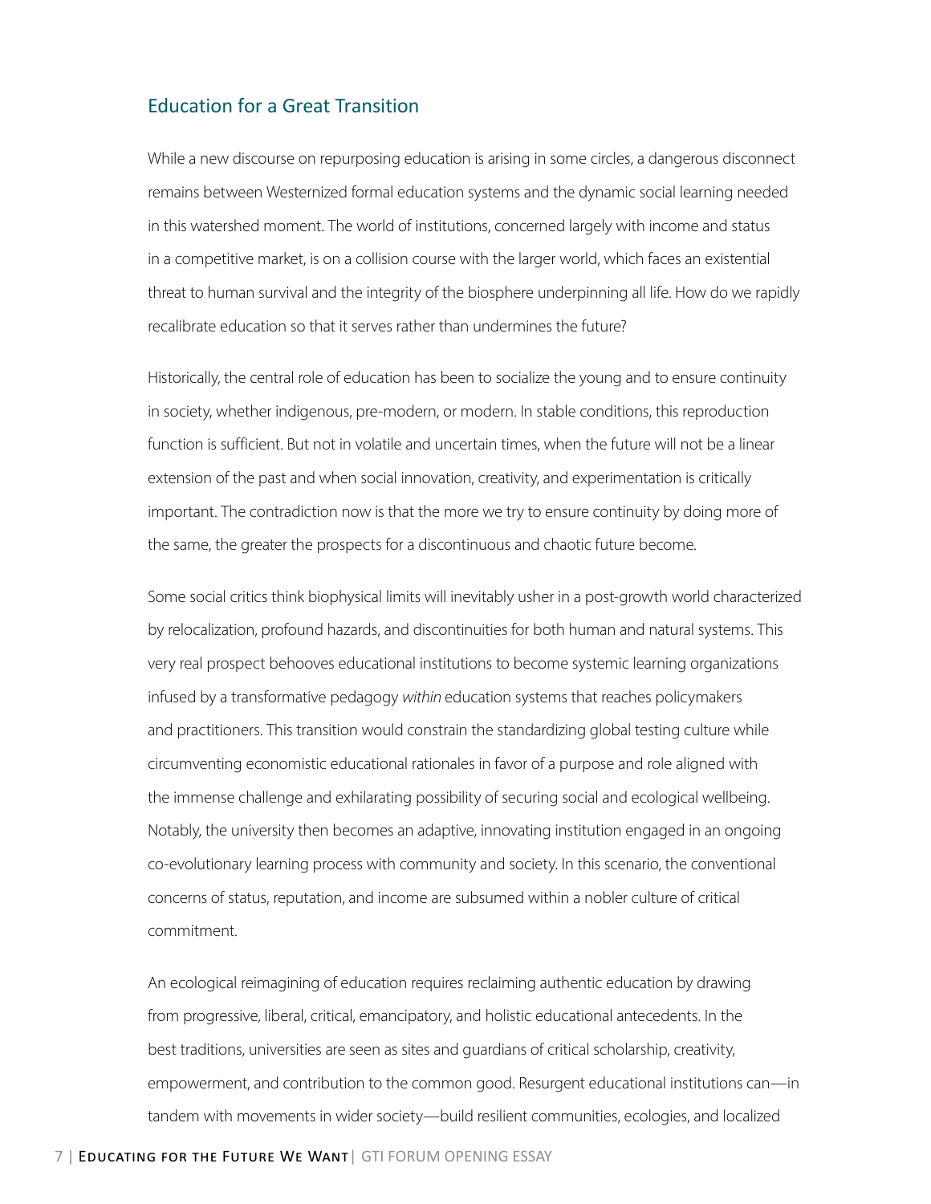## Education for a Great Transition

While a new discourse on repurposing education is arising in some circles, a dangerous disconnect remains between Westernized formal education systems and the dynamic social learning needed in this watershed moment. The world of institutions, concerned largely with income and status in a competitive market, is on a collision course with the larger world, which faces an existential threat to human survival and the integrity of the biosphere underpinning all life. How do we rapidly recalibrate education so that it serves rather than undermines the future?

Historically, the central role of education has been to socialize the young and to ensure continuity in society, whether indigenous, pre-modern, or modern. In stable conditions, this reproduction function is sufficient. But not in volatile and uncertain times, when the future will not be a linear extension of the past and when social innovation, creativity, and experimentation is critically important. The contradiction now is that the more we try to ensure continuity by doing more of the same, the greater the prospects for a discontinuous and chaotic future become.

Some social critics think biophysical limits will inevitably usher in a post-growth world characterized by relocalization, profound hazards, and discontinuities for both human and natural systems. This very real prospect behooves educational institutions to become systemic learning organizations infused by a transformative pedagogy *within* education systems that reaches policymakers and practitioners. This transition would constrain the standardizing global testing culture while circumventing economistic educational rationales in favor of a purpose and role aligned with the immense challenge and exhilarating possibility of securing social and ecological wellbeing. Notably, the university then becomes an adaptive, innovating institution engaged in an ongoing co-evolutionary learning process with community and society. In this scenario, the conventional concerns of status, reputation, and income are subsumed within a nobler culture of critical commitment.

An ecological reimagining of education requires reclaiming authentic education by drawing from progressive, liberal, critical, emancipatory, and holistic educational antecedents. In the best traditions, universities are seen as sites and guardians of critical scholarship, creativity, empowerment, and contribution to the common good. Resurgent educational institutions can—in tandem with movements in wider society—build resilient communities, ecologies, and localized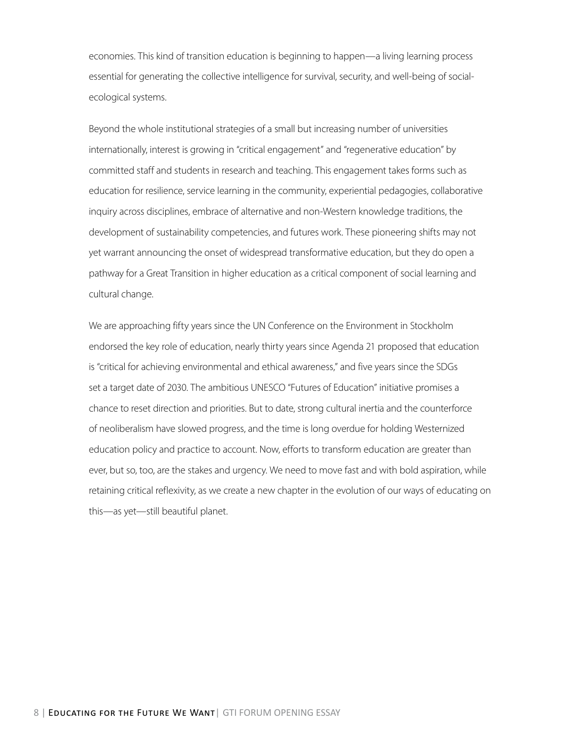economies. This kind of transition education is beginning to happen—a living learning process essential for generating the collective intelligence for survival, security, and well-being of social-ecological systems.

Beyond the whole institutional strategies of a small but increasing number of universities internationally, interest is growing in "critical engagement" and "regenerative education" by committed staff and students in research and teaching. This engagement takes forms such as education for resilience, service learning in the community, experiential pedagogies, collaborative inquiry across disciplines, embrace of alternative and non-Western knowledge traditions, the development of sustainability competencies, and futures work. These pioneering shifts may not yet warrant announcing the onset of widespread transformative education, but they do open a pathway for a Great Transition in higher education as a critical component of social learning and cultural change.

We are approaching fifty years since the UN Conference on the Environment in Stockholm endorsed the key role of education, nearly thirty years since Agenda 21 proposed that education is "critical for achieving environmental and ethical awareness," and five years since the SDGs set a target date of 2030. The ambitious UNESCO "Futures of Education" initiative promises a chance to reset direction and priorities. But to date, strong cultural inertia and the counterforce of neoliberalism have slowed progress, and the time is long overdue for holding Westernized education policy and practice to account. Now, efforts to transform education are greater than ever, but so, too, are the stakes and urgency. We need to move fast and with bold aspiration, while retaining critical reflexivity, as we create a new chapter in the evolution of our ways of educating on this—as yet—still beautiful planet.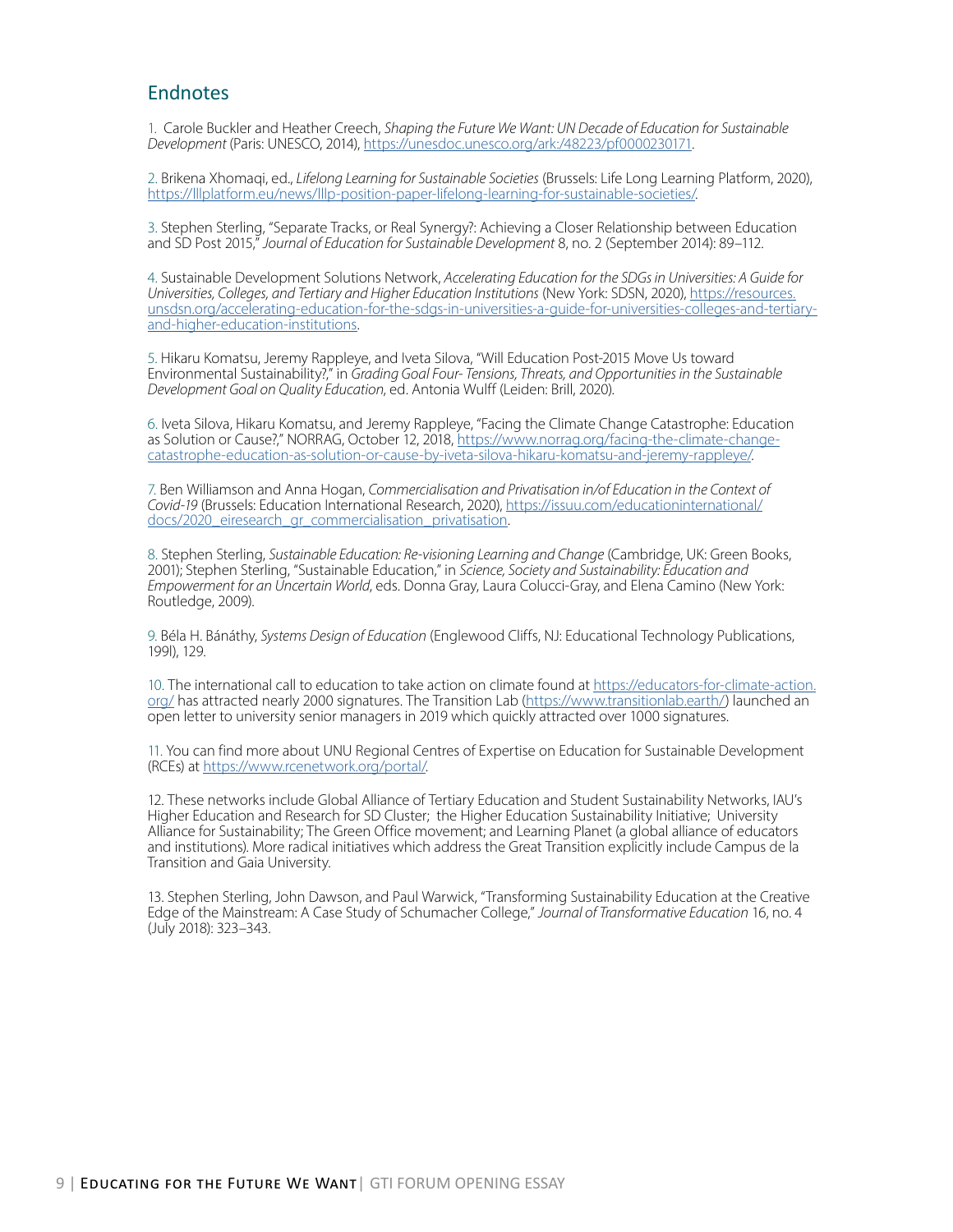## Endnotes

1. Carole Buckler and Heather Creech, *Shaping the Future We Want: UN Decade of Education for Sustainable Development* (Paris: UNESCO, 2014), https://unesdoc.unesco.org/ark:/48223/pf0000230171.

2. Brikena Xhomaqi, ed., *Lifelong Learning for Sustainable Societies* (Brussels: Life Long Learning Platform, 2020), https://lllplatform.eu/news/lllp-position-paper-lifelong-learning-for-sustainable-societies/.

3. Stephen Sterling, "Separate Tracks, or Real Synergy?: Achieving a Closer Relationship between Education and SD Post 2015," *Journal of Education for Sustainable Development* 8, no. 2 (September 2014): 89–112.

4. Sustainable Development Solutions Network, *Accelerating Education for the SDGs in Universities: A Guide for Universities, Colleges, and Tertiary and Higher Education Institutions* (New York: SDSN, 2020), https://resources.unsdsn.org/accelerating-education-for-the-sdgs-in-universities-a-guide-for-universities-colleges-and-tertiary-and-higher-education-institutions.

5. Hikaru Komatsu, Jeremy Rappleye, and Iveta Silova, "Will Education Post-2015 Move Us toward Environmental Sustainability?," in *Grading Goal Four- Tensions, Threats, and Opportunities in the Sustainable Development Goal on Quality Education*, ed. Antonia Wulff (Leiden: Brill, 2020).

6. Iveta Silova, Hikaru Komatsu, and Jeremy Rappleye, "Facing the Climate Change Catastrophe: Education as Solution or Cause?," NORRAG, October 12, 2018, https://www.norrag.org/facing-the-climate-change-catastrophe-education-as-solution-or-cause-by-iveta-silova-hikaru-komatsu-and-jeremy-rappleye/.

7. Ben Williamson and Anna Hogan, *Commercialisation and Privatisation in/of Education in the Context of Covid-19* (Brussels: Education International Research, 2020), https://issuu.com/educationinternational/docs/2020_eiresearch_gr_commercialisation_privatisation.

8. Stephen Sterling, *Sustainable Education: Re-visioning Learning and Change* (Cambridge, UK: Green Books, 2001); Stephen Sterling, "Sustainable Education," in *Science, Society and Sustainability: Education and Empowerment for an Uncertain World*, eds. Donna Gray, Laura Colucci-Gray, and Elena Camino (New York: Routledge, 2009).

9. Béla H. Bánáthy, *Systems Design of Education* (Englewood Cliffs, NJ: Educational Technology Publications, 1991), 129.

10. The international call to education to take action on climate found at https://educators-for-climate-action.org/ has attracted nearly 2000 signatures. The Transition Lab (https://www.transitionlab.earth/) launched an open letter to university senior managers in 2019 which quickly attracted over 1000 signatures.

11. You can find more about UNU Regional Centres of Expertise on Education for Sustainable Development (RCEs) at https://www.rcenetwork.org/portal/.

12. These networks include Global Alliance of Tertiary Education and Student Sustainability Networks, IAU's Higher Education and Research for SD Cluster; the Higher Education Sustainability Initiative; University Alliance for Sustainability; The Green Office movement; and Learning Planet (a global alliance of educators and institutions). More radical initiatives which address the Great Transition explicitly include Campus de la Transition and Gaia University.

13. Stephen Sterling, John Dawson, and Paul Warwick, "Transforming Sustainability Education at the Creative Edge of the Mainstream: A Case Study of Schumacher College," *Journal of Transformative Education* 16, no. 4 (July 2018): 323–343.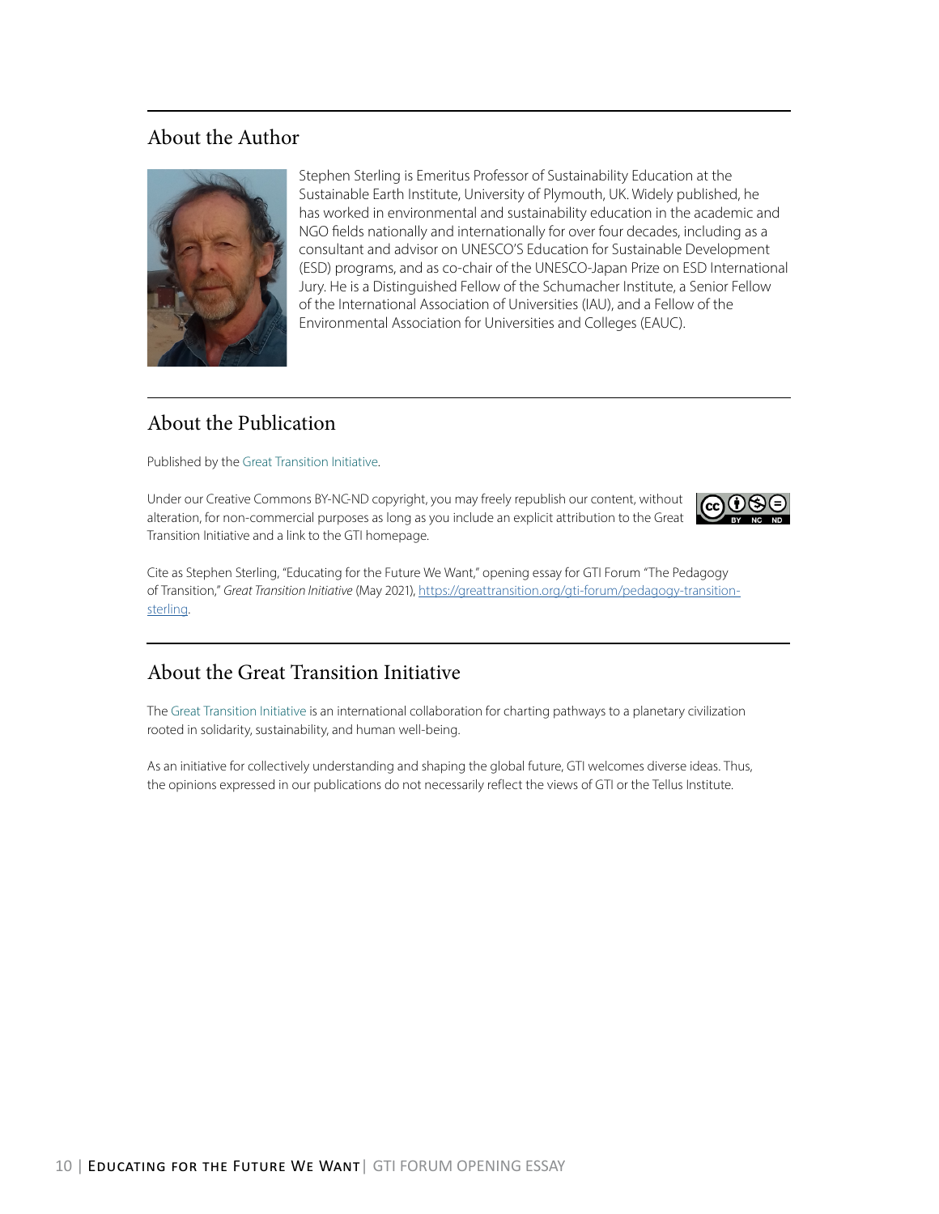## About the Author

Stephen Sterling is Emeritus Professor of Sustainability Education at the Sustainable Earth Institute, University of Plymouth, UK. Widely published, he has worked in environmental and sustainability education in the academic and NGO fields nationally and internationally for over four decades, including as a consultant and advisor on UNESCO'S Education for Sustainable Development (ESD) programs, and as co-chair of the UNESCO-Japan Prize on ESD International Jury. He is a Distinguished Fellow of the Schumacher Institute, a Senior Fellow of the International Association of Universities (IAU), and a Fellow of the Environmental Association for Universities and Colleges (EAUC).

## About the Publication

Published by the Great Transition Initiative.

Under our Creative Commons BY-NC-ND copyright, you may freely republish our content, without alteration, for non-commercial purposes as long as you include an explicit attribution to the Great Transition Initiative and a link to the GTI homepage.

Cite as Stephen Sterling, "Educating for the Future We Want," opening essay for GTI Forum "The Pedagogy of Transition," *Great Transition Initiative* (May 2021), https://greattransition.org/gti-forum/pedagogy-transition-sterling.

## About the Great Transition Initiative

The Great Transition Initiative is an international collaboration for charting pathways to a planetary civilization rooted in solidarity, sustainability, and human well-being.

As an initiative for collectively understanding and shaping the global future, GTI welcomes diverse ideas. Thus, the opinions expressed in our publications do not necessarily reflect the views of GTI or the Tellus Institute.